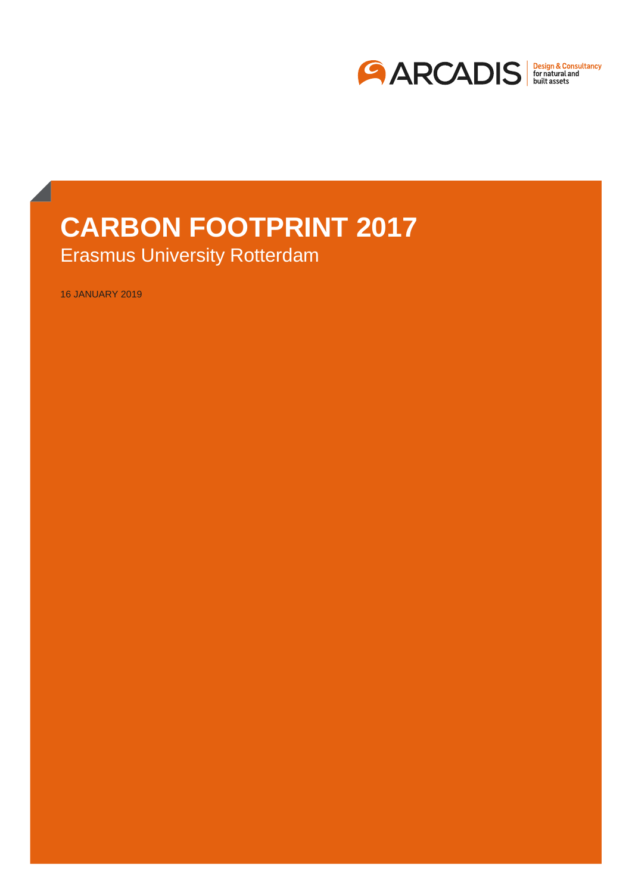ARCADIS Design & Consultancy for natural and built assets

# CARBON FOOTPRINT 2017

## Erasmus University Rotterdam

16 JANUARY 2019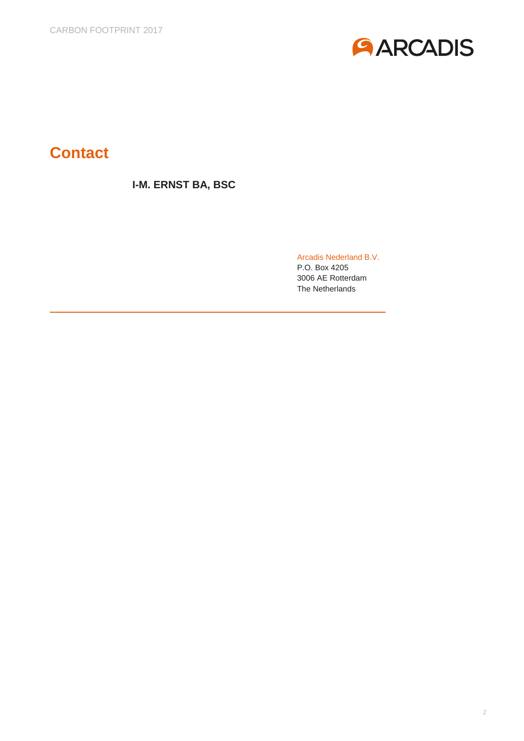# Contact

**I-M. ERNST BA, BSC**

Arcadis Nederland B.V.
P.O. Box 4205
3006 AE Rotterdam
The Netherlands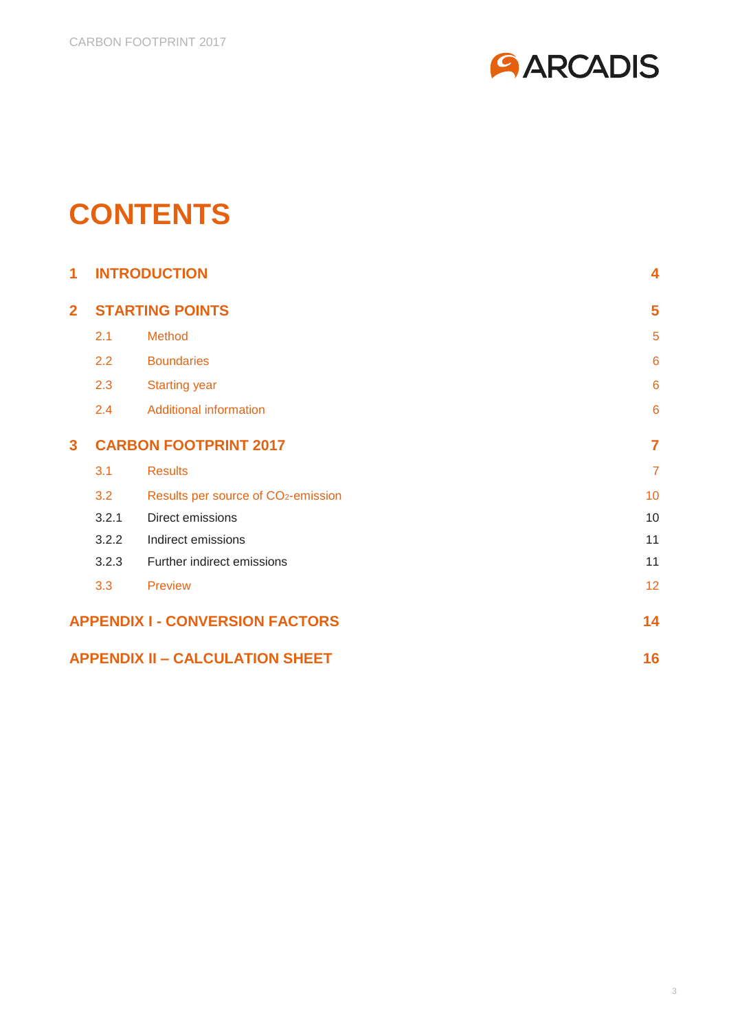# CONTENTS

| | | |
|---|---|---|
| **1** | **INTRODUCTION** | **4** |
| **2** | **STARTING POINTS** | **5** |
| 2.1 | Method | 5 |
| 2.2 | Boundaries | 6 |
| 2.3 | Starting year | 6 |
| 2.4 | Additional information | 6 |
| **3** | **CARBON FOOTPRINT 2017** | **7** |
| 3.1 | Results | 7 |
| 3.2 | Results per source of $CO_2$-emission | 10 |
| 3.2.1 | Direct emissions | 10 |
| 3.2.2 | Indirect emissions | 11 |
| 3.2.3 | Further indirect emissions | 11 |
| 3.3 | Preview | 12 |
| | **APPENDIX I - CONVERSION FACTORS** | **14** |
| | **APPENDIX II – CALCULATION SHEET** | **16** |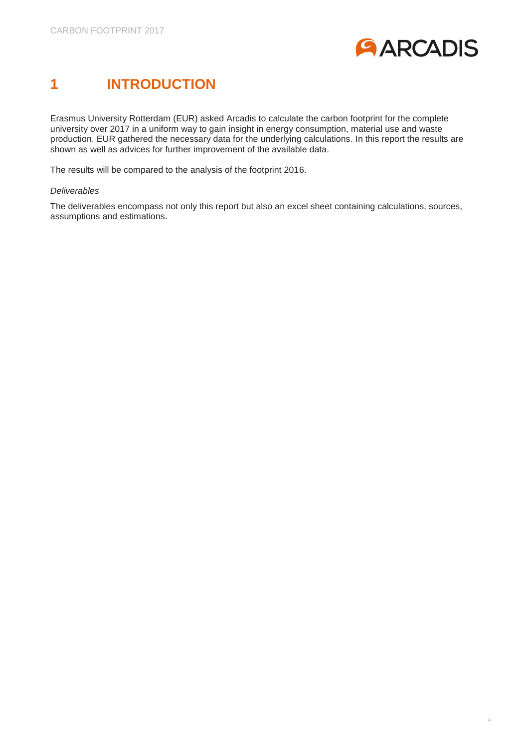# 1 INTRODUCTION

Erasmus University Rotterdam (EUR) asked Arcadis to calculate the carbon footprint for the complete university over 2017 in a uniform way to gain insight in energy consumption, material use and waste production. EUR gathered the necessary data for the underlying calculations. In this report the results are shown as well as advices for further improvement of the available data.

The results will be compared to the analysis of the footprint 2016.

*Deliverables*

The deliverables encompass not only this report but also an excel sheet containing calculations, sources, assumptions and estimations.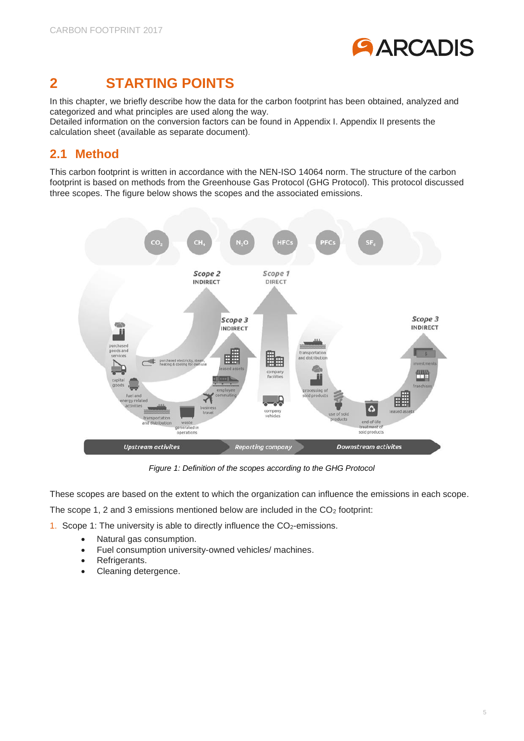# 2 STARTING POINTS

In this chapter, we briefly describe how the data for the carbon footprint has been obtained, analyzed and categorized and what principles are used along the way.
Detailed information on the conversion factors can be found in Appendix I. Appendix II presents the calculation sheet (available as separate document).

## 2.1 Method

This carbon footprint is written in accordance with the NEN-ISO 14064 norm. The structure of the carbon footprint is based on methods from the Greenhouse Gas Protocol (GHG Protocol). This protocol discussed three scopes. The figure below shows the scopes and the associated emissions.

*Figure 1: Definition of the scopes according to the GHG Protocol*

These scopes are based on the extent to which the organization can influence the emissions in each scope.

The scope 1, 2 and 3 emissions mentioned below are included in the $CO_2$ footprint:

1. Scope 1: The university is able to directly influence the $CO_2$-emissions.
   - Natural gas consumption.
   - Fuel consumption university-owned vehicles/ machines.
   - Refrigerants.
   - Cleaning detergence.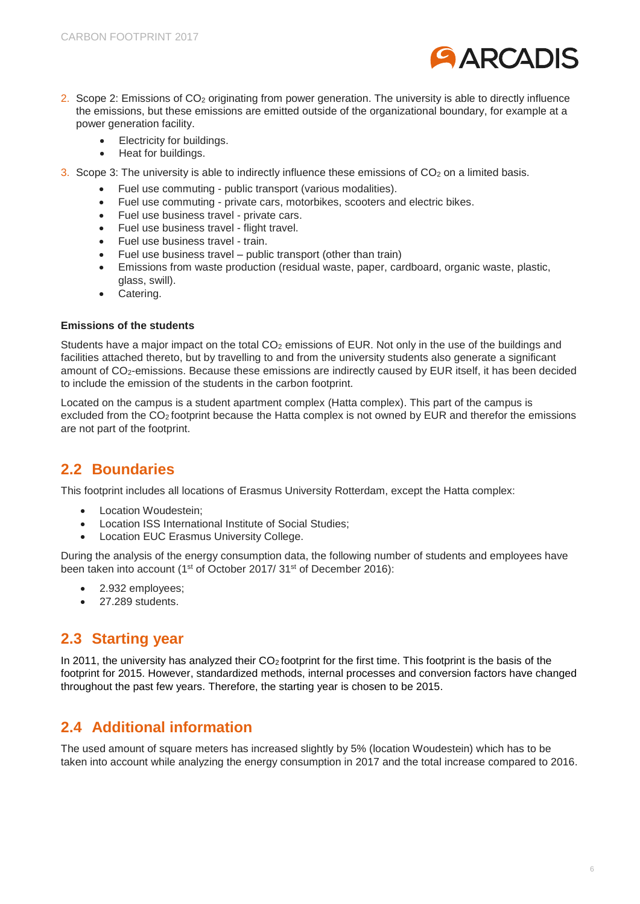2. Scope 2: Emissions of $CO_2$ originating from power generation. The university is able to directly influence the emissions, but these emissions are emitted outside of the organizational boundary, for example at a power generation facility.
   - Electricity for buildings.
   - Heat for buildings.
3. Scope 3: The university is able to indirectly influence these emissions of $CO_2$ on a limited basis.
   - Fuel use commuting - public transport (various modalities).
   - Fuel use commuting - private cars, motorbikes, scooters and electric bikes.
   - Fuel use business travel - private cars.
   - Fuel use business travel - flight travel.
   - Fuel use business travel - train.
   - Fuel use business travel – public transport (other than train)
   - Emissions from waste production (residual waste, paper, cardboard, organic waste, plastic, glass, swill).
   - Catering.

**Emissions of the students**

Students have a major impact on the total $CO_2$ emissions of EUR. Not only in the use of the buildings and facilities attached thereto, but by travelling to and from the university students also generate a significant amount of $CO_2$-emissions. Because these emissions are indirectly caused by EUR itself, it has been decided to include the emission of the students in the carbon footprint.

Located on the campus is a student apartment complex (Hatta complex). This part of the campus is excluded from the $CO_2$ footprint because the Hatta complex is not owned by EUR and therefor the emissions are not part of the footprint.

## 2.2 Boundaries

This footprint includes all locations of Erasmus University Rotterdam, except the Hatta complex:

- Location Woudestein;
- Location ISS International Institute of Social Studies;
- Location EUC Erasmus University College.

During the analysis of the energy consumption data, the following number of students and employees have been taken into account (1st of October 2017/ 31st of December 2016):

- 2.932 employees;
- 27.289 students.

## 2.3 Starting year

In 2011, the university has analyzed their $CO_2$ footprint for the first time. This footprint is the basis of the footprint for 2015. However, standardized methods, internal processes and conversion factors have changed throughout the past few years. Therefore, the starting year is chosen to be 2015.

## 2.4 Additional information

The used amount of square meters has increased slightly by 5% (location Woudestein) which has to be taken into account while analyzing the energy consumption in 2017 and the total increase compared to 2016.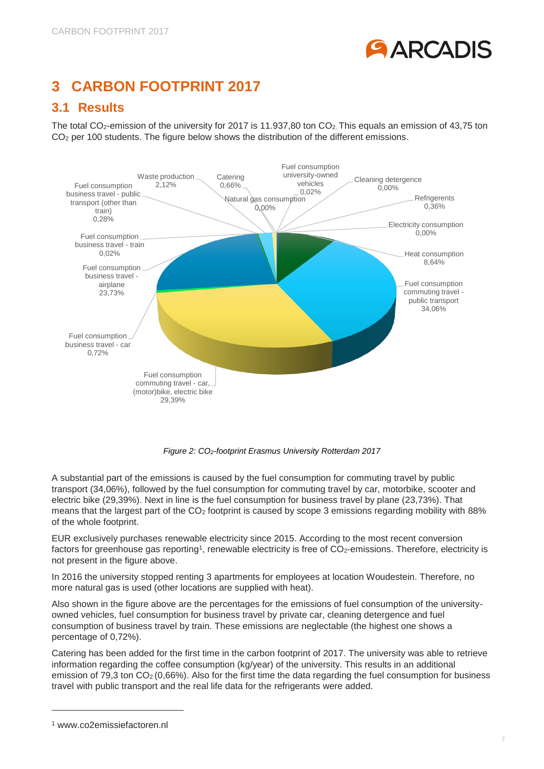# 3 CARBON FOOTPRINT 2017

## 3.1 Results

The total $CO_2$-emission of the university for 2017 is 11.937,80 ton $CO_2$. This equals an emission of 43,75 ton $CO_2$ per 100 students. The figure below shows the distribution of the different emissions.

*Figure 2: $CO_2$-footprint Erasmus University Rotterdam 2017*

A substantial part of the emissions is caused by the fuel consumption for commuting travel by public transport (34,06%), followed by the fuel consumption for commuting travel by car, motorbike, scooter and electric bike (29,39%). Next in line is the fuel consumption for business travel by plane (23,73%). That means that the largest part of the $CO_2$ footprint is caused by scope 3 emissions regarding mobility with 88% of the whole footprint.

EUR exclusively purchases renewable electricity since 2015. According to the most recent conversion factors for greenhouse gas reporting[1], renewable electricity is free of $CO_2$-emissions. Therefore, electricity is not present in the figure above.

In 2016 the university stopped renting 3 apartments for employees at location Woudestein. Therefore, no more natural gas is used (other locations are supplied with heat).

Also shown in the figure above are the percentages for the emissions of fuel consumption of the university-owned vehicles, fuel consumption for business travel by private car, cleaning detergence and fuel consumption of business travel by train. These emissions are neglectable (the highest one shows a percentage of 0,72%).

Catering has been added for the first time in the carbon footprint of 2017. The university was able to retrieve information regarding the coffee consumption (kg/year) of the university. This results in an additional emission of 79,3 ton $CO_2$ (0,66%). Also for the first time the data regarding the fuel consumption for business travel with public transport and the real life data for the refrigerants were added.

[1] www.co2emissiefactoren.nl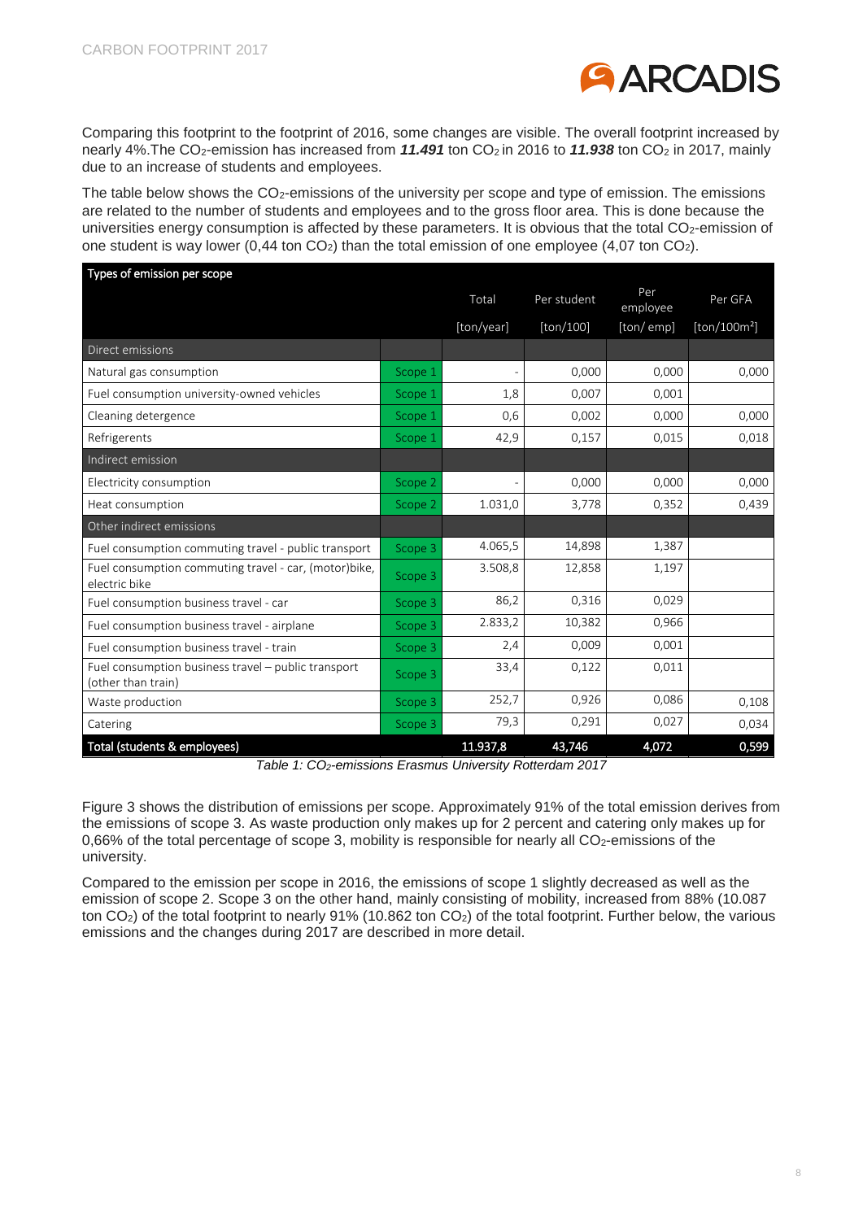Comparing this footprint to the footprint of 2016, some changes are visible. The overall footprint increased by nearly 4%.The $CO_2$-emission has increased from ***11.491*** ton $CO_2$ in 2016 to ***11.938*** ton $CO_2$ in 2017, mainly due to an increase of students and employees.

The table below shows the $CO_2$-emissions of the university per scope and type of emission. The emissions are related to the number of students and employees and to the gross floor area. This is done because the universities energy consumption is affected by these parameters. It is obvious that the total $CO_2$-emission of one student is way lower (0,44 ton $CO_2$) than the total emission of one employee (4,07 ton $CO_2$).

| Types of emission per scope | | Total | Per student | Per employee | Per GFA |
|---|---|---|---|---|---|
| | | [ton/year] | [ton/100] | [ton/ emp] | [ton/100m²] |
| Direct emissions | | | | | |
| Natural gas consumption | Scope 1 | - | 0,000 | 0,000 | 0,000 |
| Fuel consumption university-owned vehicles | Scope 1 | 1,8 | 0,007 | 0,001 | |
| Cleaning detergence | Scope 1 | 0,6 | 0,002 | 0,000 | 0,000 |
| Refrigerents | Scope 1 | 42,9 | 0,157 | 0,015 | 0,018 |
| Indirect emission | | | | | |
| Electricity consumption | Scope 2 | - | 0,000 | 0,000 | 0,000 |
| Heat consumption | Scope 2 | 1.031,0 | 3,778 | 0,352 | 0,439 |
| Other indirect emissions | | | | | |
| Fuel consumption commuting travel - public transport | Scope 3 | 4.065,5 | 14,898 | 1,387 | |
| Fuel consumption commuting travel - car, (motor)bike, electric bike | Scope 3 | 3.508,8 | 12,858 | 1,197 | |
| Fuel consumption business travel - car | Scope 3 | 86,2 | 0,316 | 0,029 | |
| Fuel consumption business travel - airplane | Scope 3 | 2.833,2 | 10,382 | 0,966 | |
| Fuel consumption business travel - train | Scope 3 | 2,4 | 0,009 | 0,001 | |
| Fuel consumption business travel – public transport (other than train) | Scope 3 | 33,4 | 0,122 | 0,011 | |
| Waste production | Scope 3 | 252,7 | 0,926 | 0,086 | 0,108 |
| Catering | Scope 3 | 79,3 | 0,291 | 0,027 | 0,034 |
| **Total (students & employees)** | | **11.937,8** | **43,746** | **4,072** | **0,599** |

*Table 1: $CO_2$-emissions Erasmus University Rotterdam 2017*

Figure 3 shows the distribution of emissions per scope. Approximately 91% of the total emission derives from the emissions of scope 3. As waste production only makes up for 2 percent and catering only makes up for 0,66% of the total percentage of scope 3, mobility is responsible for nearly all $CO_2$-emissions of the university.

Compared to the emission per scope in 2016, the emissions of scope 1 slightly decreased as well as the emission of scope 2. Scope 3 on the other hand, mainly consisting of mobility, increased from 88% (10.087 ton $CO_2$) of the total footprint to nearly 91% (10.862 ton $CO_2$) of the total footprint. Further below, the various emissions and the changes during 2017 are described in more detail.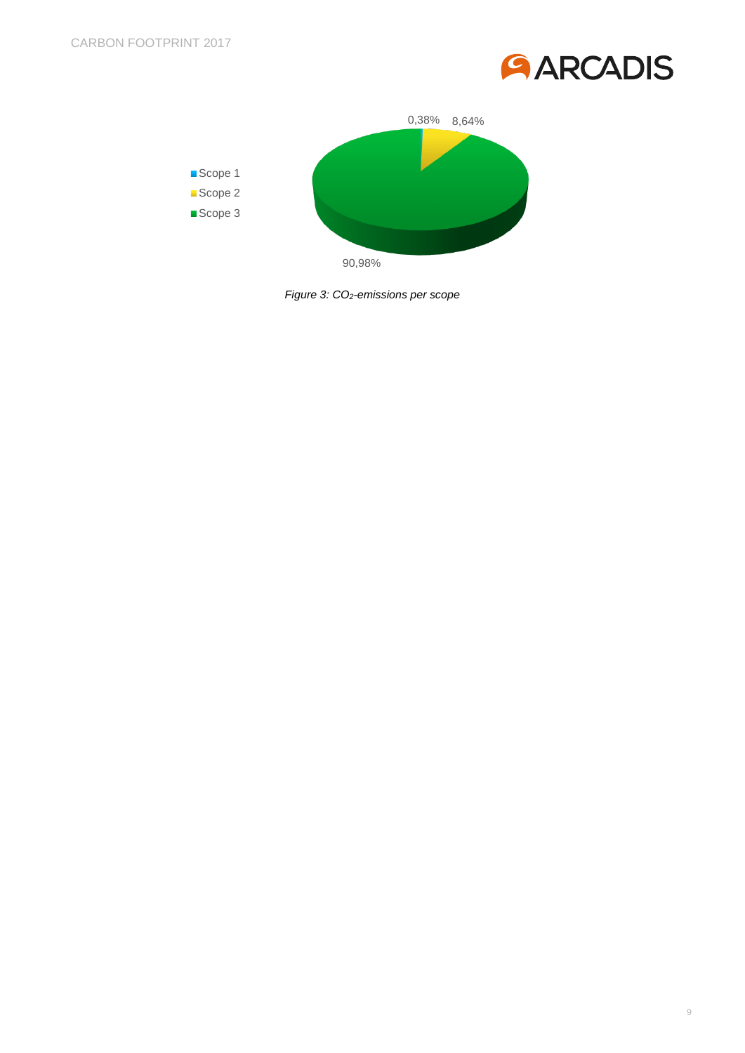Scope 1

Scope 2

Scope 3

0,38% 8,64%

90,98%

*Figure 3: $CO_2$-emissions per scope*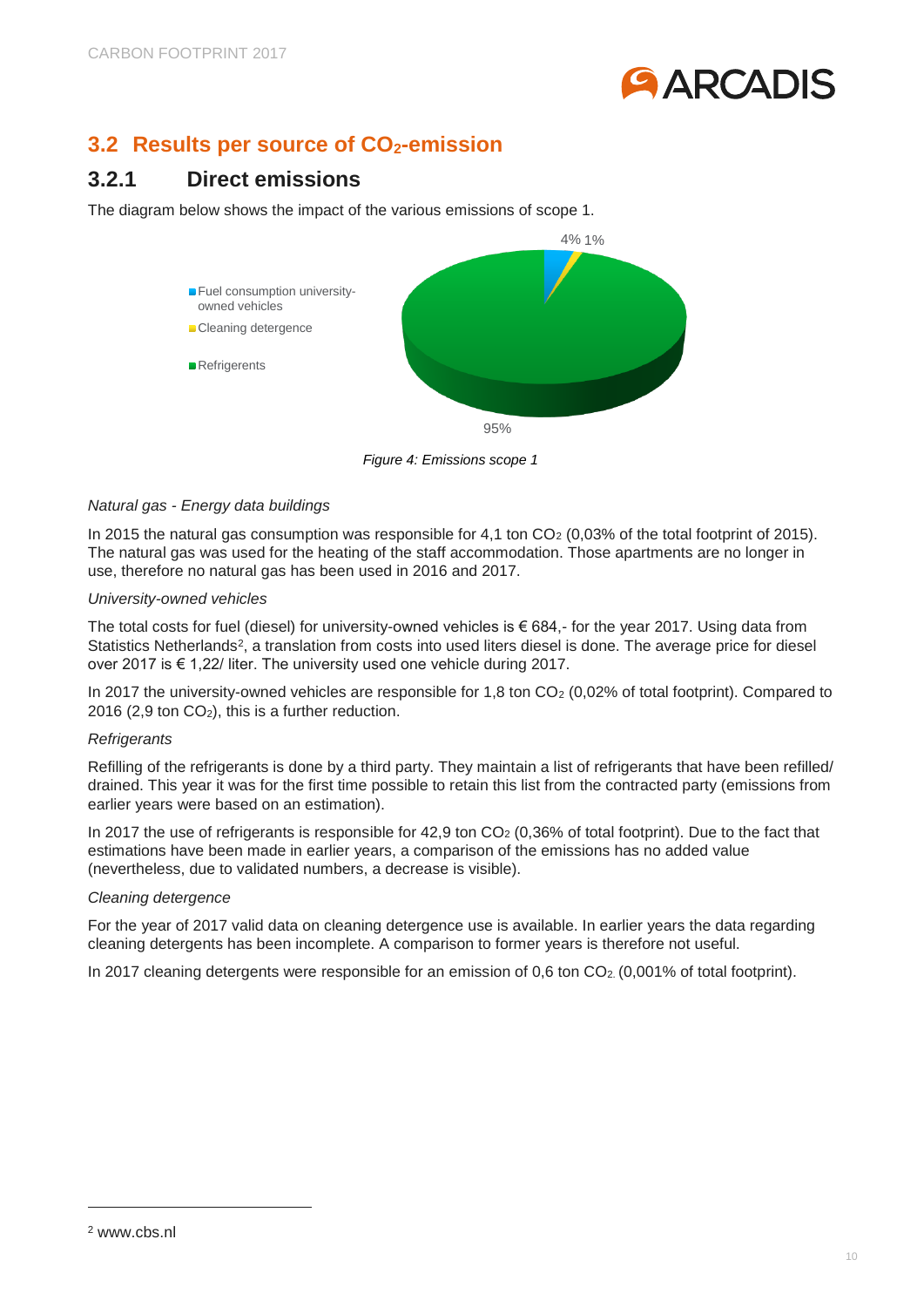## 3.2 Results per source of $CO_2$-emission

### 3.2.1 Direct emissions

The diagram below shows the impact of the various emissions of scope 1.

*Figure 4: Emissions scope 1*

*Natural gas - Energy data buildings*

In 2015 the natural gas consumption was responsible for 4,1 ton $CO_2$ (0,03% of the total footprint of 2015). The natural gas was used for the heating of the staff accommodation. Those apartments are no longer in use, therefore no natural gas has been used in 2016 and 2017.

*University-owned vehicles*

The total costs for fuel (diesel) for university-owned vehicles is € 684,- for the year 2017. Using data from Statistics Netherlands[2], a translation from costs into used liters diesel is done. The average price for diesel over 2017 is € 1,22/ liter. The university used one vehicle during 2017.

In 2017 the university-owned vehicles are responsible for 1,8 ton $CO_2$ (0,02% of total footprint). Compared to 2016 (2,9 ton $CO_2$), this is a further reduction.

*Refrigerants*

Refilling of the refrigerants is done by a third party. They maintain a list of refrigerants that have been refilled/ drained. This year it was for the first time possible to retain this list from the contracted party (emissions from earlier years were based on an estimation).

In 2017 the use of refrigerants is responsible for 42,9 ton $CO_2$ (0,36% of total footprint). Due to the fact that estimations have been made in earlier years, a comparison of the emissions has no added value (nevertheless, due to validated numbers, a decrease is visible).

*Cleaning detergence*

For the year of 2017 valid data on cleaning detergence use is available. In earlier years the data regarding cleaning detergents has been incomplete. A comparison to former years is therefore not useful.

In 2017 cleaning detergents were responsible for an emission of 0,6 ton $CO_2$. (0,001% of total footprint).

---

[2] www.cbs.nl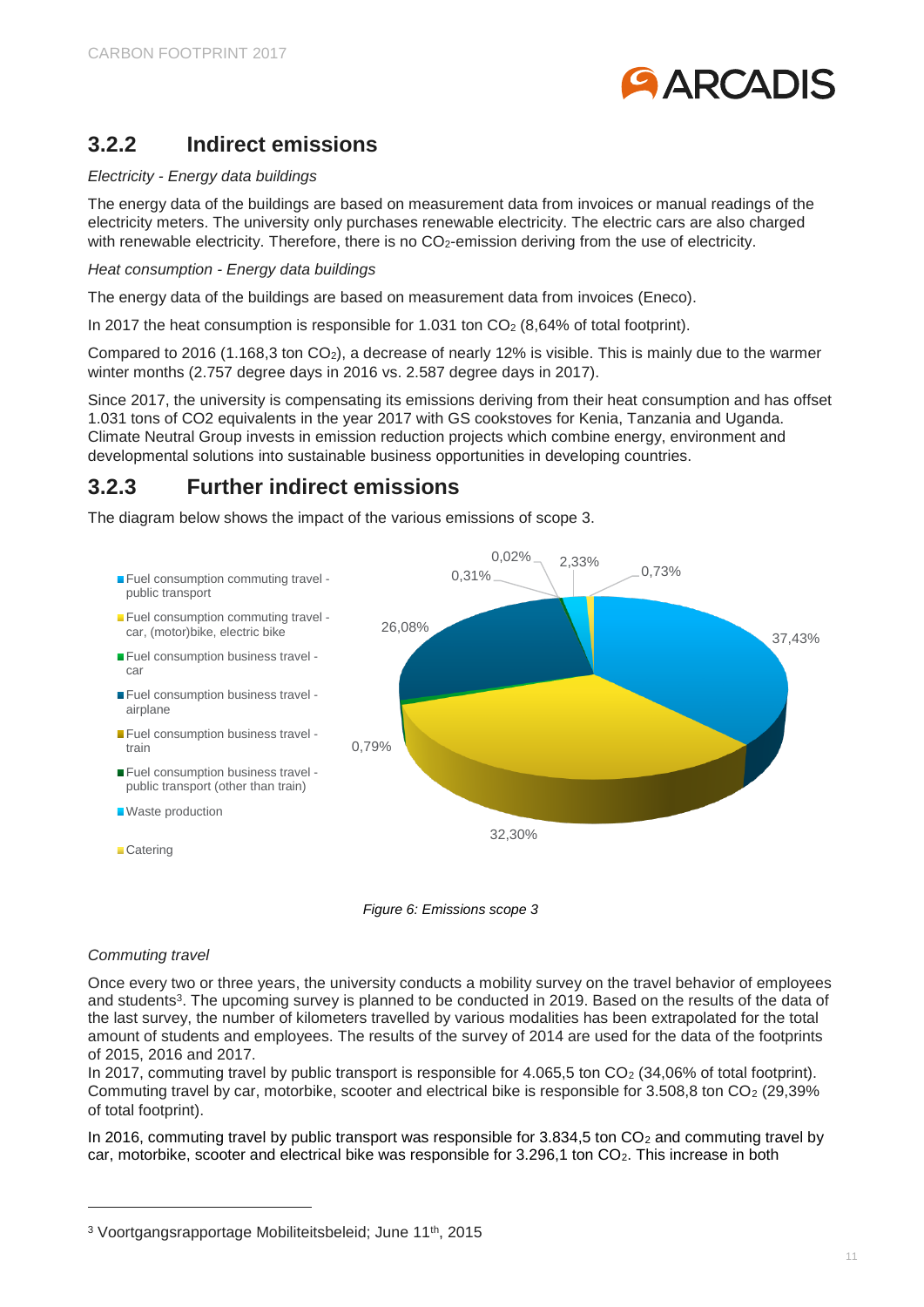### 3.2.2 Indirect emissions

*Electricity - Energy data buildings*

The energy data of the buildings are based on measurement data from invoices or manual readings of the electricity meters. The university only purchases renewable electricity. The electric cars are also charged with renewable electricity. Therefore, there is no $CO_2$-emission deriving from the use of electricity.

*Heat consumption - Energy data buildings*

The energy data of the buildings are based on measurement data from invoices (Eneco).

In 2017 the heat consumption is responsible for 1.031 ton $CO_2$ (8,64% of total footprint).

Compared to 2016 (1.168,3 ton $CO_2$), a decrease of nearly 12% is visible. This is mainly due to the warmer winter months (2.757 degree days in 2016 vs. 2.587 degree days in 2017).

Since 2017, the university is compensating its emissions deriving from their heat consumption and has offset 1.031 tons of CO2 equivalents in the year 2017 with GS cookstoves for Kenia, Tanzania and Uganda. Climate Neutral Group invests in emission reduction projects which combine energy, environment and developmental solutions into sustainable business opportunities in developing countries.

### 3.2.3 Further indirect emissions

The diagram below shows the impact of the various emissions of scope 3.

- Fuel consumption commuting travel - public transport: 37,43%
- Fuel consumption commuting travel - car, (motor)bike, electric bike: 32,30%
- Fuel consumption business travel - car: 0,79%
- Fuel consumption business travel - airplane: 26,08%
- Fuel consumption business travel - train: 0,31%
- Fuel consumption business travel - public transport (other than train): 0,02%
- Waste production: 2,33%
- Catering: 0,73%

*Figure 6: Emissions scope 3*

*Commuting travel*

Once every two or three years, the university conducts a mobility survey on the travel behavior of employees and students[3]. The upcoming survey is planned to be conducted in 2019. Based on the results of the data of the last survey, the number of kilometers travelled by various modalities has been extrapolated for the total amount of students and employees. The results of the survey of 2014 are used for the data of the footprints of 2015, 2016 and 2017.
In 2017, commuting travel by public transport is responsible for 4.065,5 ton $CO_2$ (34,06% of total footprint). Commuting travel by car, motorbike, scooter and electrical bike is responsible for 3.508,8 ton $CO_2$ (29,39% of total footprint).

In 2016, commuting travel by public transport was responsible for 3.834,5 ton $CO_2$ and commuting travel by car, motorbike, scooter and electrical bike was responsible for 3.296,1 ton $CO_2$. This increase in both

[3] Voortgangsrapportage Mobiliteitsbeleid; June 11th, 2015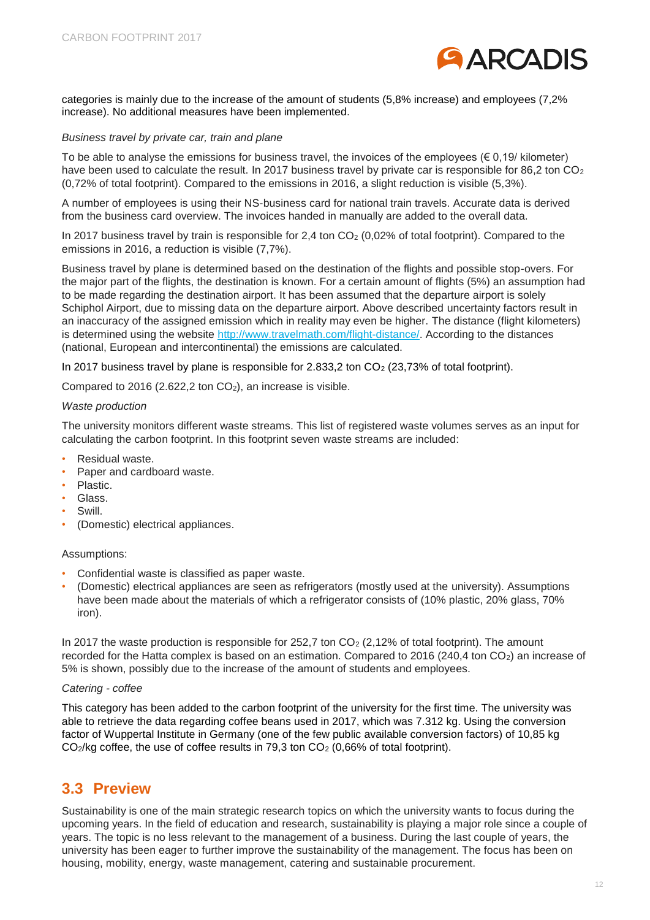categories is mainly due to the increase of the amount of students (5,8% increase) and employees (7,2% increase). No additional measures have been implemented.

*Business travel by private car, train and plane*

To be able to analyse the emissions for business travel, the invoices of the employees (€ 0,19/ kilometer) have been used to calculate the result. In 2017 business travel by private car is responsible for 86,2 ton $CO_2$ (0,72% of total footprint). Compared to the emissions in 2016, a slight reduction is visible (5,3%).

A number of employees is using their NS-business card for national train travels. Accurate data is derived from the business card overview. The invoices handed in manually are added to the overall data.

In 2017 business travel by train is responsible for 2,4 ton $CO_2$ (0,02% of total footprint). Compared to the emissions in 2016, a reduction is visible (7,7%).

Business travel by plane is determined based on the destination of the flights and possible stop-overs. For the major part of the flights, the destination is known. For a certain amount of flights (5%) an assumption had to be made regarding the destination airport. It has been assumed that the departure airport is solely Schiphol Airport, due to missing data on the departure airport. Above described uncertainty factors result in an inaccuracy of the assigned emission which in reality may even be higher. The distance (flight kilometers) is determined using the website http://www.travelmath.com/flight-distance/. According to the distances (national, European and intercontinental) the emissions are calculated.

In 2017 business travel by plane is responsible for 2.833,2 ton $CO_2$ (23,73% of total footprint).

Compared to 2016 (2.622,2 ton $CO_2$), an increase is visible.

*Waste production*

The university monitors different waste streams. This list of registered waste volumes serves as an input for calculating the carbon footprint. In this footprint seven waste streams are included:

- Residual waste.
- Paper and cardboard waste.
- Plastic.
- Glass.
- Swill.
- (Domestic) electrical appliances.

Assumptions:

- Confidential waste is classified as paper waste.
- (Domestic) electrical appliances are seen as refrigerators (mostly used at the university). Assumptions have been made about the materials of which a refrigerator consists of (10% plastic, 20% glass, 70% iron).

In 2017 the waste production is responsible for 252,7 ton $CO_2$ (2,12% of total footprint). The amount recorded for the Hatta complex is based on an estimation. Compared to 2016 (240,4 ton $CO_2$) an increase of 5% is shown, possibly due to the increase of the amount of students and employees.

*Catering - coffee*

This category has been added to the carbon footprint of the university for the first time. The university was able to retrieve the data regarding coffee beans used in 2017, which was 7.312 kg. Using the conversion factor of Wuppertal Institute in Germany (one of the few public available conversion factors) of 10,85 kg $CO_2$/kg coffee, the use of coffee results in 79,3 ton $CO_2$ (0,66% of total footprint).

## 3.3 Preview

Sustainability is one of the main strategic research topics on which the university wants to focus during the upcoming years. In the field of education and research, sustainability is playing a major role since a couple of years. The topic is no less relevant to the management of a business. During the last couple of years, the university has been eager to further improve the sustainability of the management. The focus has been on housing, mobility, energy, waste management, catering and sustainable procurement.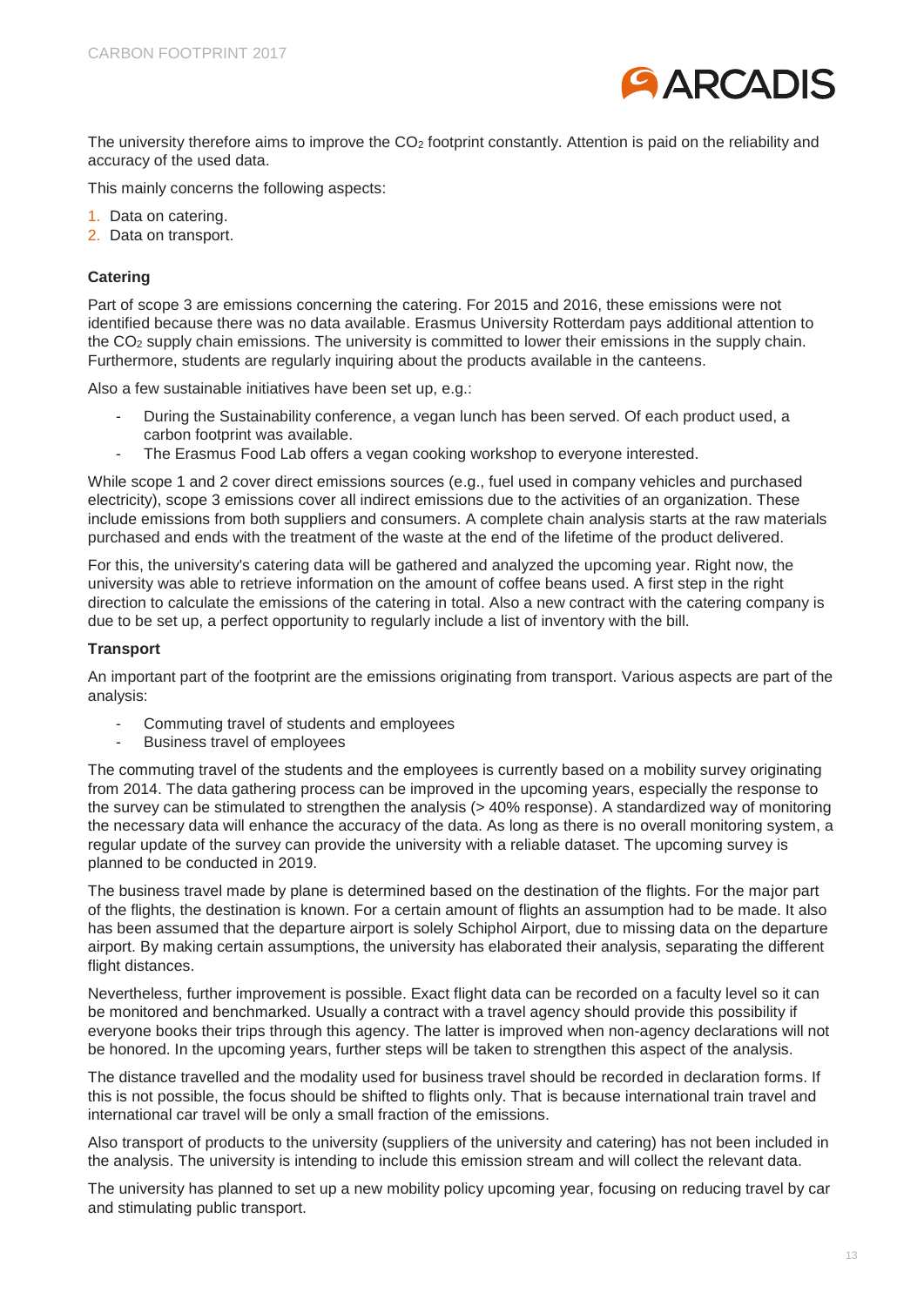The university therefore aims to improve the $CO_2$ footprint constantly. Attention is paid on the reliability and accuracy of the used data.

This mainly concerns the following aspects:

1. Data on catering.
2. Data on transport.

**Catering**

Part of scope 3 are emissions concerning the catering. For 2015 and 2016, these emissions were not identified because there was no data available. Erasmus University Rotterdam pays additional attention to the $CO_2$ supply chain emissions. The university is committed to lower their emissions in the supply chain. Furthermore, students are regularly inquiring about the products available in the canteens.

Also a few sustainable initiatives have been set up, e.g.:

- During the Sustainability conference, a vegan lunch has been served. Of each product used, a carbon footprint was available.
- The Erasmus Food Lab offers a vegan cooking workshop to everyone interested.

While scope 1 and 2 cover direct emissions sources (e.g., fuel used in company vehicles and purchased electricity), scope 3 emissions cover all indirect emissions due to the activities of an organization. These include emissions from both suppliers and consumers. A complete chain analysis starts at the raw materials purchased and ends with the treatment of the waste at the end of the lifetime of the product delivered.

For this, the university's catering data will be gathered and analyzed the upcoming year. Right now, the university was able to retrieve information on the amount of coffee beans used. A first step in the right direction to calculate the emissions of the catering in total. Also a new contract with the catering company is due to be set up, a perfect opportunity to regularly include a list of inventory with the bill.

**Transport**

An important part of the footprint are the emissions originating from transport. Various aspects are part of the analysis:

- Commuting travel of students and employees
- Business travel of employees

The commuting travel of the students and the employees is currently based on a mobility survey originating from 2014. The data gathering process can be improved in the upcoming years, especially the response to the survey can be stimulated to strengthen the analysis (> 40% response). A standardized way of monitoring the necessary data will enhance the accuracy of the data. As long as there is no overall monitoring system, a regular update of the survey can provide the university with a reliable dataset. The upcoming survey is planned to be conducted in 2019.

The business travel made by plane is determined based on the destination of the flights. For the major part of the flights, the destination is known. For a certain amount of flights an assumption had to be made. It also has been assumed that the departure airport is solely Schiphol Airport, due to missing data on the departure airport. By making certain assumptions, the university has elaborated their analysis, separating the different flight distances.

Nevertheless, further improvement is possible. Exact flight data can be recorded on a faculty level so it can be monitored and benchmarked. Usually a contract with a travel agency should provide this possibility if everyone books their trips through this agency. The latter is improved when non-agency declarations will not be honored. In the upcoming years, further steps will be taken to strengthen this aspect of the analysis.

The distance travelled and the modality used for business travel should be recorded in declaration forms. If this is not possible, the focus should be shifted to flights only. That is because international train travel and international car travel will be only a small fraction of the emissions.

Also transport of products to the university (suppliers of the university and catering) has not been included in the analysis. The university is intending to include this emission stream and will collect the relevant data.

The university has planned to set up a new mobility policy upcoming year, focusing on reducing travel by car and stimulating public transport.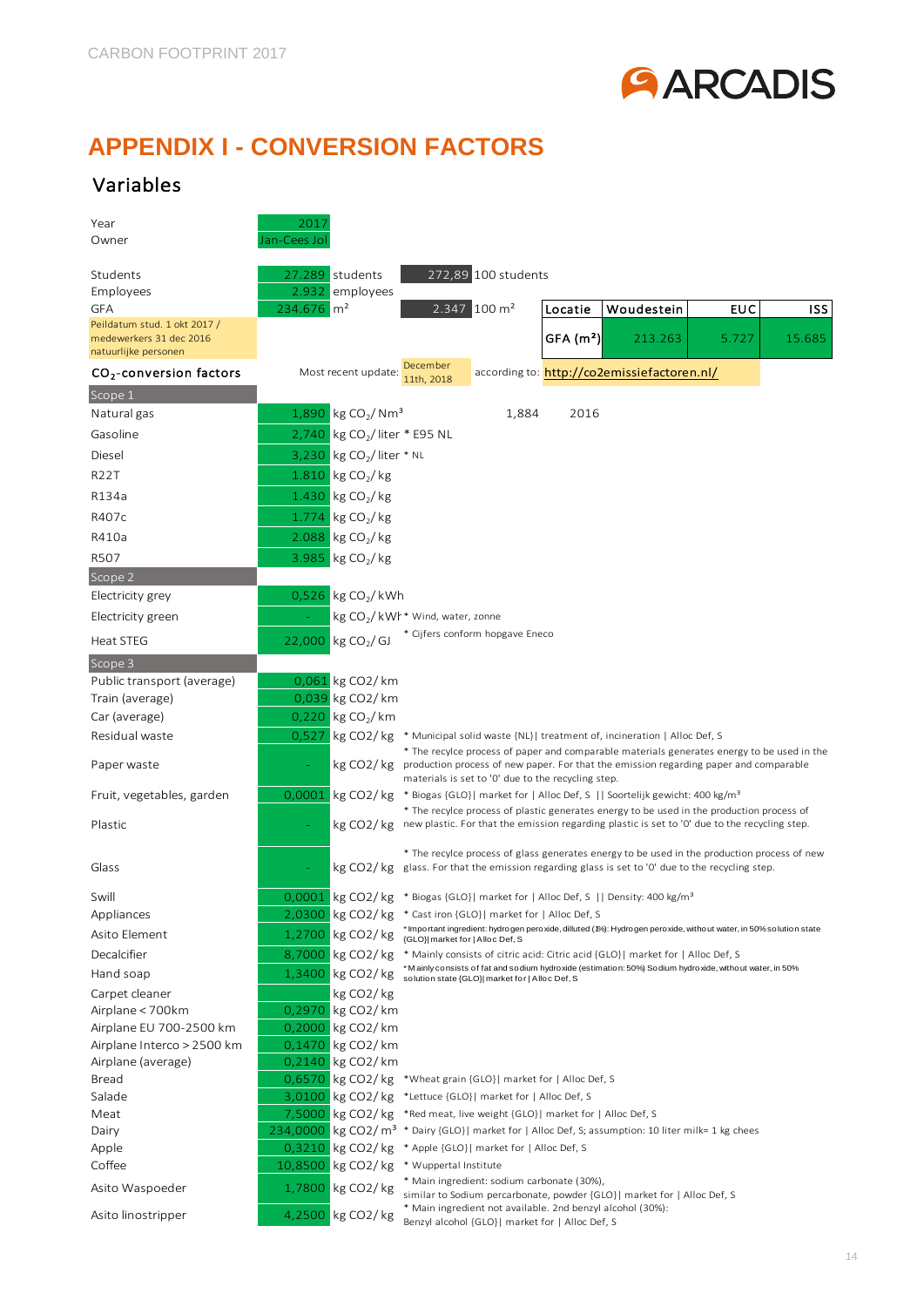## APPENDIX I - CONVERSION FACTORS

### Variables

| | | | | | | | | |
|---|---|---|---|---|---|---|---|---|
| Year | 2017 | | | | | | | |
| Owner | Jan-Cees Jol | | | | | | | |
| Students | 27.289 | students | 272,89 | 100 students | | | | |
| Employees | 2.932 | employees | | | | | | |
| GFA | 234.676 | m² | 2.347 | 100 m² | Locatie | Woudestein | EUC | ISS |
| Peildatum stud. 1 okt 2017 / medewerkers 31 dec 2016 natuurlijke personen | | | | | GFA (m²) | 213.263 | 5.727 | 15.685 |

| $CO_2$-conversion factors | | Most recent update: | December 11th, 2018 | according to: http://co2emissiefactoren.nl/ |
|---|---|---|---|---|
| **Scope 1** | | | | |
| Natural gas | 1,890 | kg $CO_2$/ Nm³ | 1,884 | 2016 |
| Gasoline | 2,740 | kg $CO_2$/ liter | * E95 NL | |
| Diesel | 3,230 | kg $CO_2$/ liter | * NL | |
| R22T | 1.810 | kg $CO_2$/ kg | | |
| R134a | 1.430 | kg $CO_2$/ kg | | |
| R407c | 1.774 | kg $CO_2$/ kg | | |
| R410a | 2.088 | kg $CO_2$/ kg | | |
| R507 | 3.985 | kg $CO_2$/ kg | | |
| **Scope 2** | | | | |
| Electricity grey | 0,526 | kg $CO_2$/ kWh | | |
| Electricity green | - | kg $CO_2$/ kWh | * Wind, water, zonne | |
| Heat STEG | 22,000 | kg $CO_2$/ GJ | * Cijfers conform hopgave Eneco | |
| **Scope 3** | | | | |
| Public transport (average) | 0,061 | kg CO2/ km | | |
| Train (average) | 0,039 | kg CO2/ km | | |
| Car (average) | 0,220 | kg $CO_2$/ km | | |
| Residual waste | 0,527 | kg CO2/ kg | * Municipal solid waste {NL}\| treatment of, incineration \| Alloc Def, S | |
| Paper waste | - | kg CO2/ kg | * The recylce process of paper and comparable materials generates energy to be used in the production process of new paper. For that the emission regarding paper and comparable materials is set to '0' due to the recycling step. | |
| Fruit, vegetables, garden | 0,0001 | kg CO2/ kg | * Biogas {GLO}\| market for \| Alloc Def, S \|\| Soortelijk gewicht: 400 kg/m³ | |
| Plastic | - | kg CO2/ kg | * The recylce process of plastic generates energy to be used in the production process of new plastic. For that the emission regarding plastic is set to '0' due to the recycling step. | |
| Glass | - | kg CO2/ kg | * The recylce process of glass generates energy to be used in the production process of new glass. For that the emission regarding glass is set to '0' due to the recycling step. | |
| Swill | 0,0001 | kg CO2/ kg | * Biogas {GLO}\| market for \| Alloc Def, S \|\| Density: 400 kg/m³ | |
| Appliances | 2,0300 | kg CO2/ kg | * Cast iron {GLO}\| market for \| Alloc Def, S | |
| Asito Element | 1,2700 | kg CO2/ kg | *Important ingredient: hydrogen peroxide, dilluted (1%): Hydrogen peroxide, without water, in 50% solution state {GLO}\| market for \| Alloc Def, S | |
| Decalcifier | 8,7000 | kg CO2/ kg | * Mainly consists of citric acid: Citric acid {GLO}\| market for \| Alloc Def, S | |
| Hand soap | 1,3400 | kg CO2/ kg | *Mainly consists of fat and sodium hydroxide (estimation: 50%) Sodium hydroxide, without water, in 50% solution state {GLO}\| market for \| Alloc Def, S | |
| Carpet cleaner | | kg CO2/ kg | | |
| Airplane < 700km | 0,2970 | kg CO2/ km | | |
| Airplane EU 700-2500 km | 0,2000 | kg CO2/ km | | |
| Airplane Interco > 2500 km | 0,1470 | kg CO2/ km | | |
| Airplane (average) | 0,2140 | kg CO2/ km | | |
| Bread | 0,6570 | kg CO2/ kg | *Wheat grain {GLO}\| market for \| Alloc Def, S | |
| Salade | 3,0100 | kg CO2/ kg | *Lettuce {GLO}\| market for \| Alloc Def, S | |
| Meat | 7,5000 | kg CO2/ kg | *Red meat, live weight {GLO}\| market for \| Alloc Def, S | |
| Dairy | 234,0000 | kg CO2/ m³ | * Dairy {GLO}\| market for \| Alloc Def, S; assumption: 10 liter milk= 1 kg chees | |
| Apple | 0,3210 | kg CO2/ kg | * Apple {GLO}\| market for \| Alloc Def, S | |
| Coffee | 10,8500 | kg CO2/ kg | * Wuppertal Institute | |
| Asito Waspoeder | 1,7800 | kg CO2/ kg | * Main ingredient: sodium carbonate (30%), similar to Sodium percarbonate, powder {GLO}\| market for \| Alloc Def, S | |
| Asito linostripper | 4,2500 | kg CO2/ kg | * Main ingredient not available. 2nd benzyl alcohol (30%): Benzyl alcohol {GLO}\| market for \| Alloc Def, S | |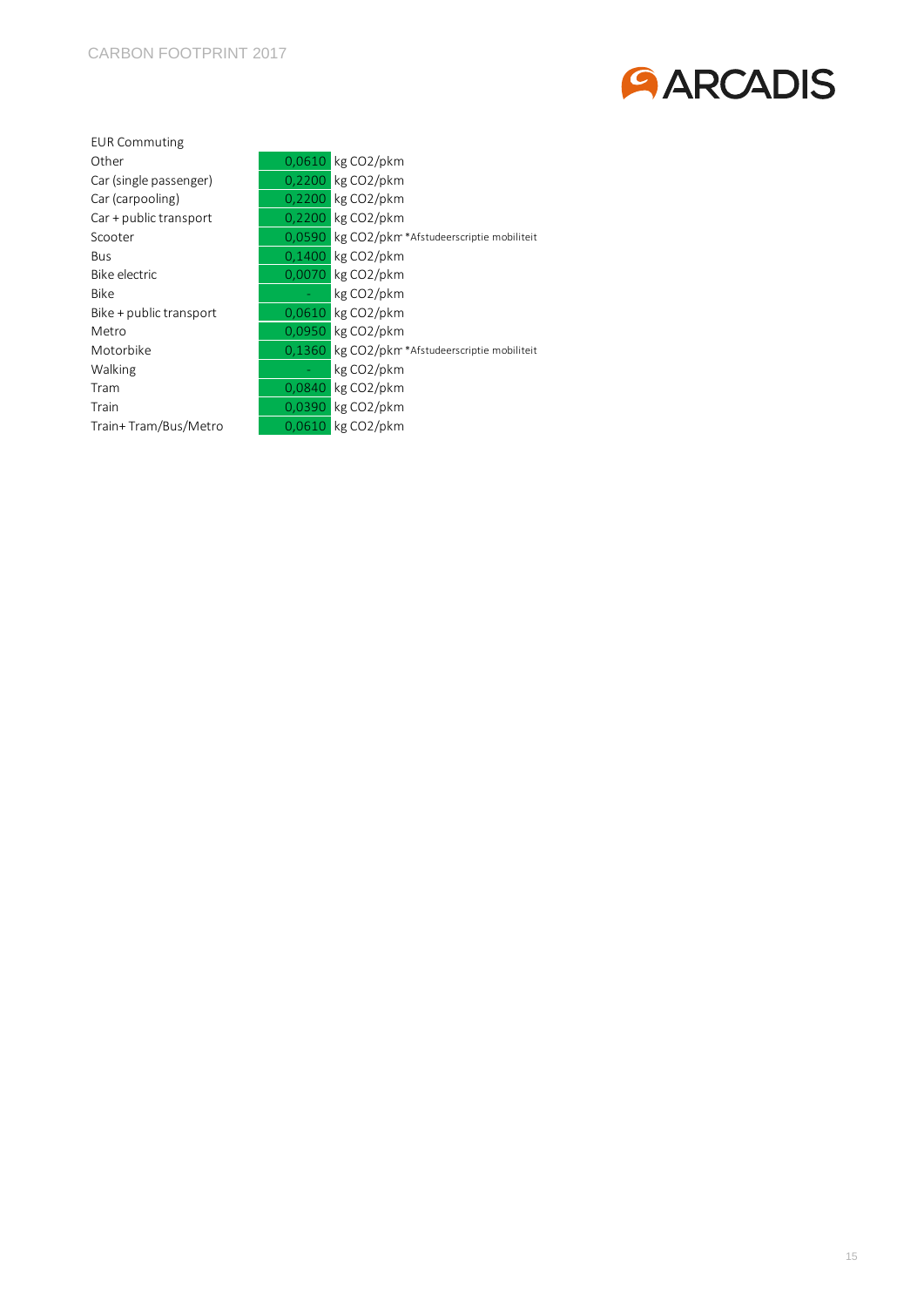EUR Commuting

| | | | |
|---|---|---|---|
| Other | 0,0610 | kg $CO_2$/pkm | |
| Car (single passenger) | 0,2200 | kg $CO_2$/pkm | |
| Car (carpooling) | 0,2200 | kg $CO_2$/pkm | |
| Car + public transport | 0,2200 | kg $CO_2$/pkm | |
| Scooter | 0,0590 | kg $CO_2$/pkm | *Afstudeerscriptie mobiliteit |
| Bus | 0,1400 | kg $CO_2$/pkm | |
| Bike electric | 0,0070 | kg $CO_2$/pkm | |
| Bike | - | kg $CO_2$/pkm | |
| Bike + public transport | 0,0610 | kg $CO_2$/pkm | |
| Metro | 0,0950 | kg $CO_2$/pkm | |
| Motorbike | 0,1360 | kg $CO_2$/pkm | *Afstudeerscriptie mobiliteit |
| Walking | - | kg $CO_2$/pkm | |
| Tram | 0,0840 | kg $CO_2$/pkm | |
| Train | 0,0390 | kg $CO_2$/pkm | |
| Train+ Tram/Bus/Metro | 0,0610 | kg $CO_2$/pkm | |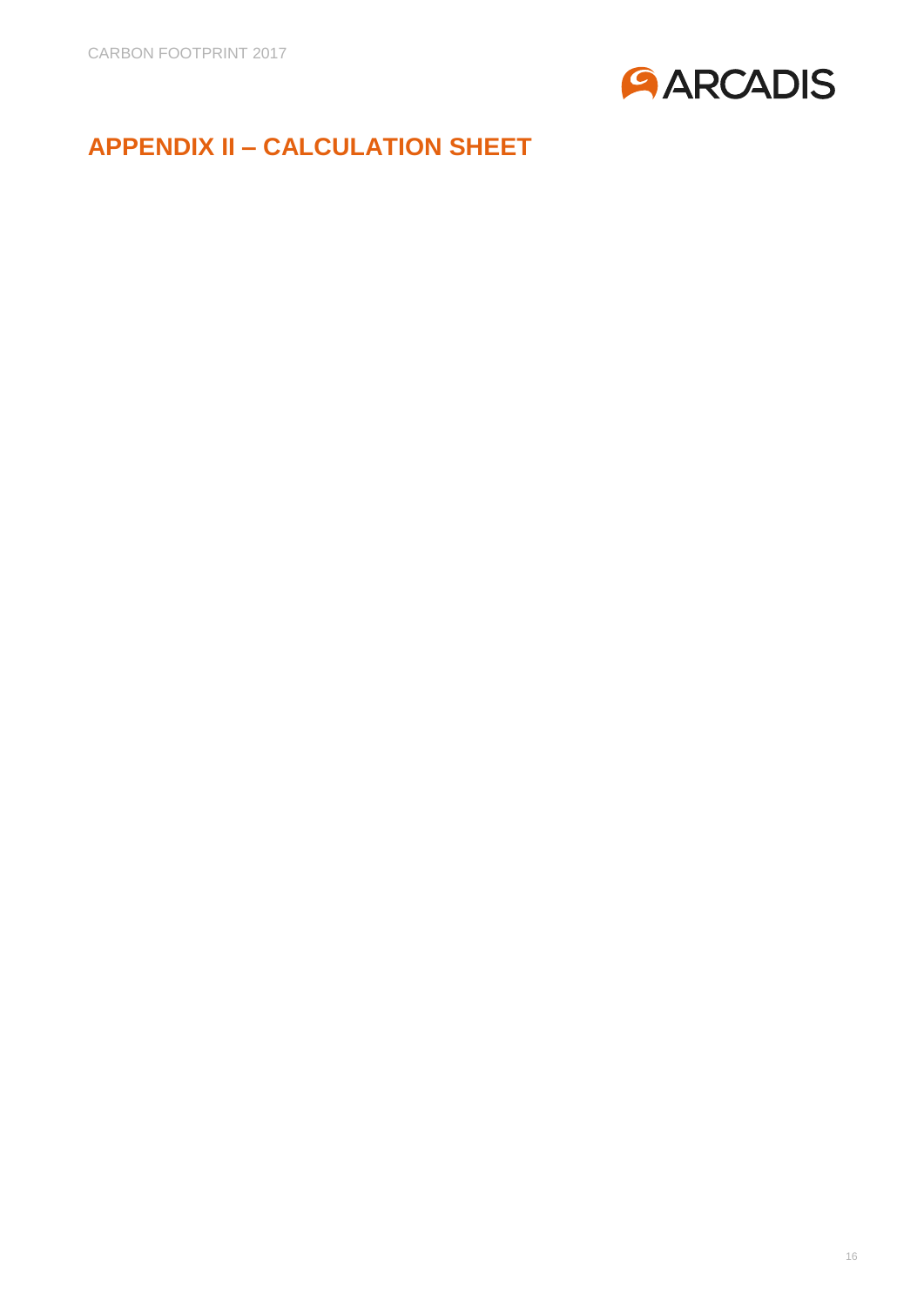# APPENDIX II – CALCULATION SHEET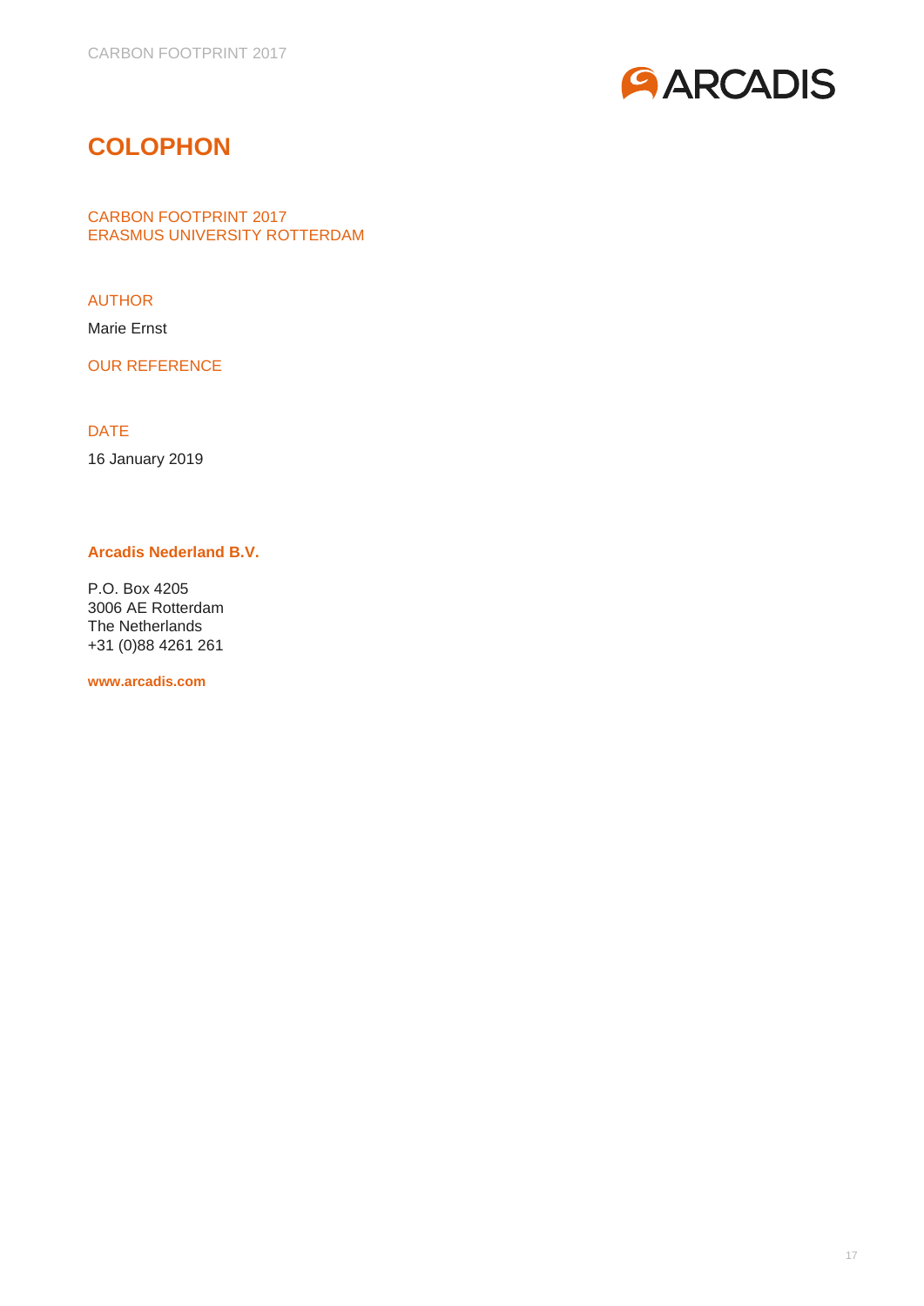# COLOPHON

CARBON FOOTPRINT 2017
ERASMUS UNIVERSITY ROTTERDAM

AUTHOR

Marie Ernst

OUR REFERENCE

DATE

16 January 2019

**Arcadis Nederland B.V.**

P.O. Box 4205
3006 AE Rotterdam
The Netherlands
+31 (0)88 4261 261

**www.arcadis.com**